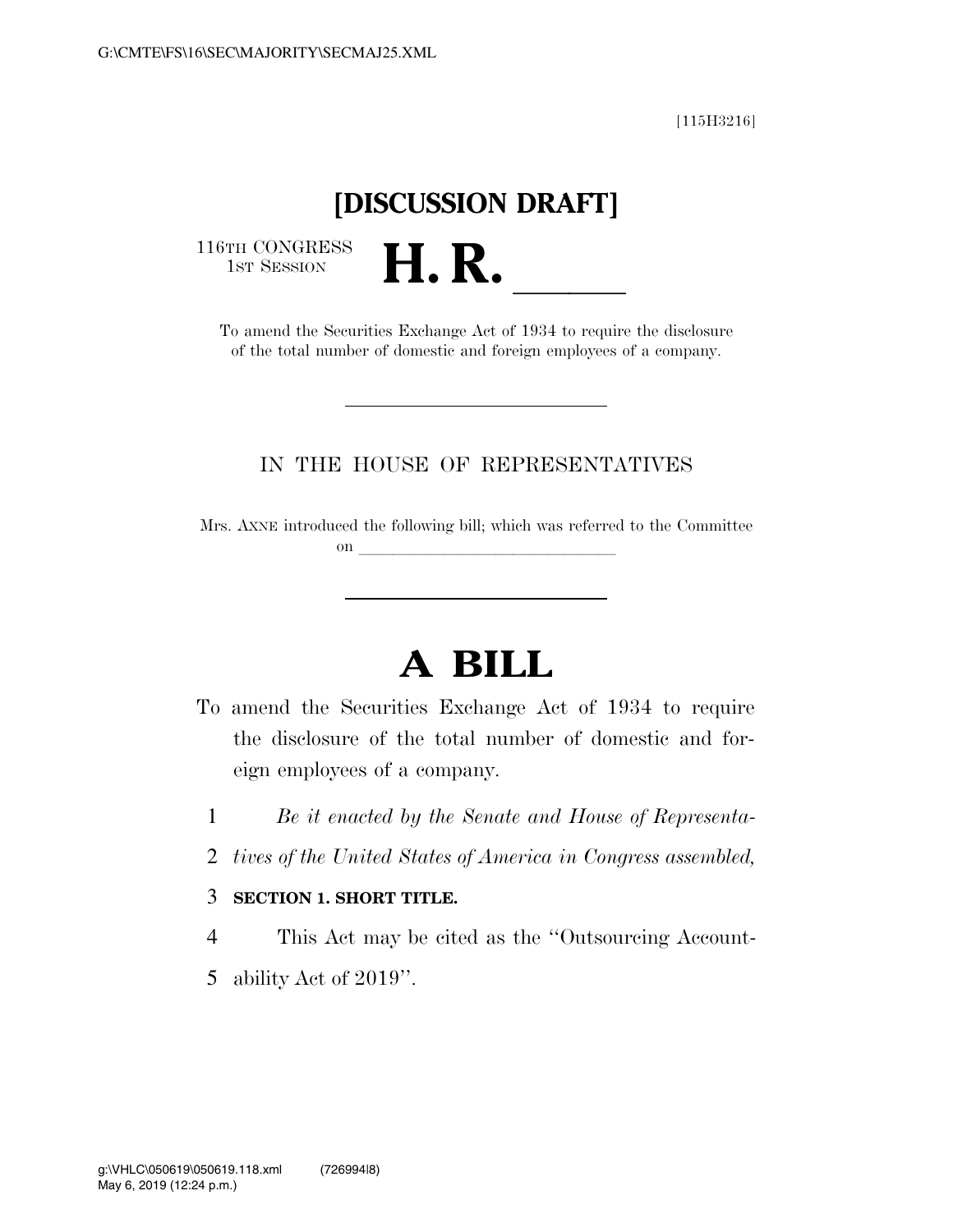[115H3216]

# [DISCUSSION DRAFT]

116TH CONGRESS
1ST SESSION

# H. R. ______

To amend the Securities Exchange Act of 1934 to require the disclosure of the total number of domestic and foreign employees of a company.

---

IN THE HOUSE OF REPRESENTATIVES

Mrs. AXNE introduced the following bill; which was referred to the Committee on ______________________________

---

# A BILL

To amend the Securities Exchange Act of 1934 to require the disclosure of the total number of domestic and foreign employees of a company.

1 *Be it enacted by the Senate and House of Representa-*
2 *tives of the United States of America in Congress assembled,*

3 **SECTION 1. SHORT TITLE.**

4 This Act may be cited as the "Outsourcing Account-
5 ability Act of 2019".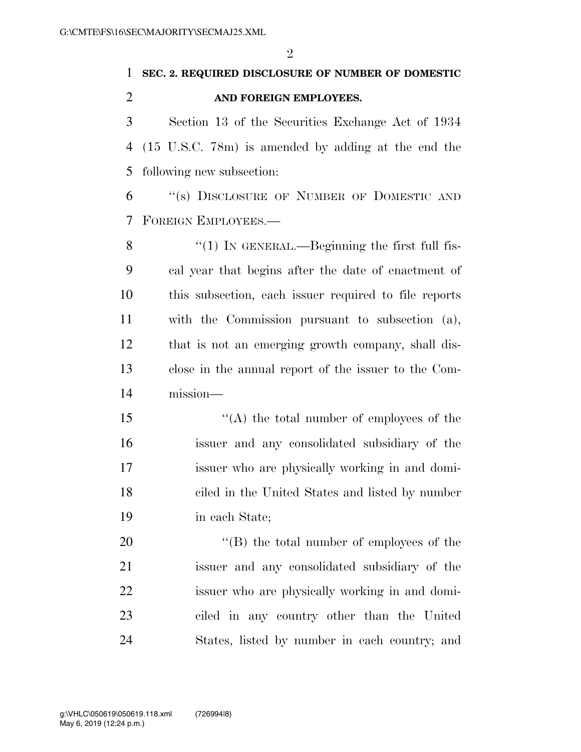**SEC. 2. REQUIRED DISCLOSURE OF NUMBER OF DOMESTIC AND FOREIGN EMPLOYEES.**

Section 13 of the Securities Exchange Act of 1934 (15 U.S.C. 78m) is amended by adding at the end the following new subsection:

"(s) DISCLOSURE OF NUMBER OF DOMESTIC AND FOREIGN EMPLOYEES.—

"(1) IN GENERAL.—Beginning the first full fiscal year that begins after the date of enactment of this subsection, each issuer required to file reports with the Commission pursuant to subsection (a), that is not an emerging growth company, shall disclose in the annual report of the issuer to the Commission—

"(A) the total number of employees of the issuer and any consolidated subsidiary of the issuer who are physically working in and domiciled in the United States and listed by number in each State;

"(B) the total number of employees of the issuer and any consolidated subsidiary of the issuer who are physically working in and domiciled in any country other than the United States, listed by number in each country; and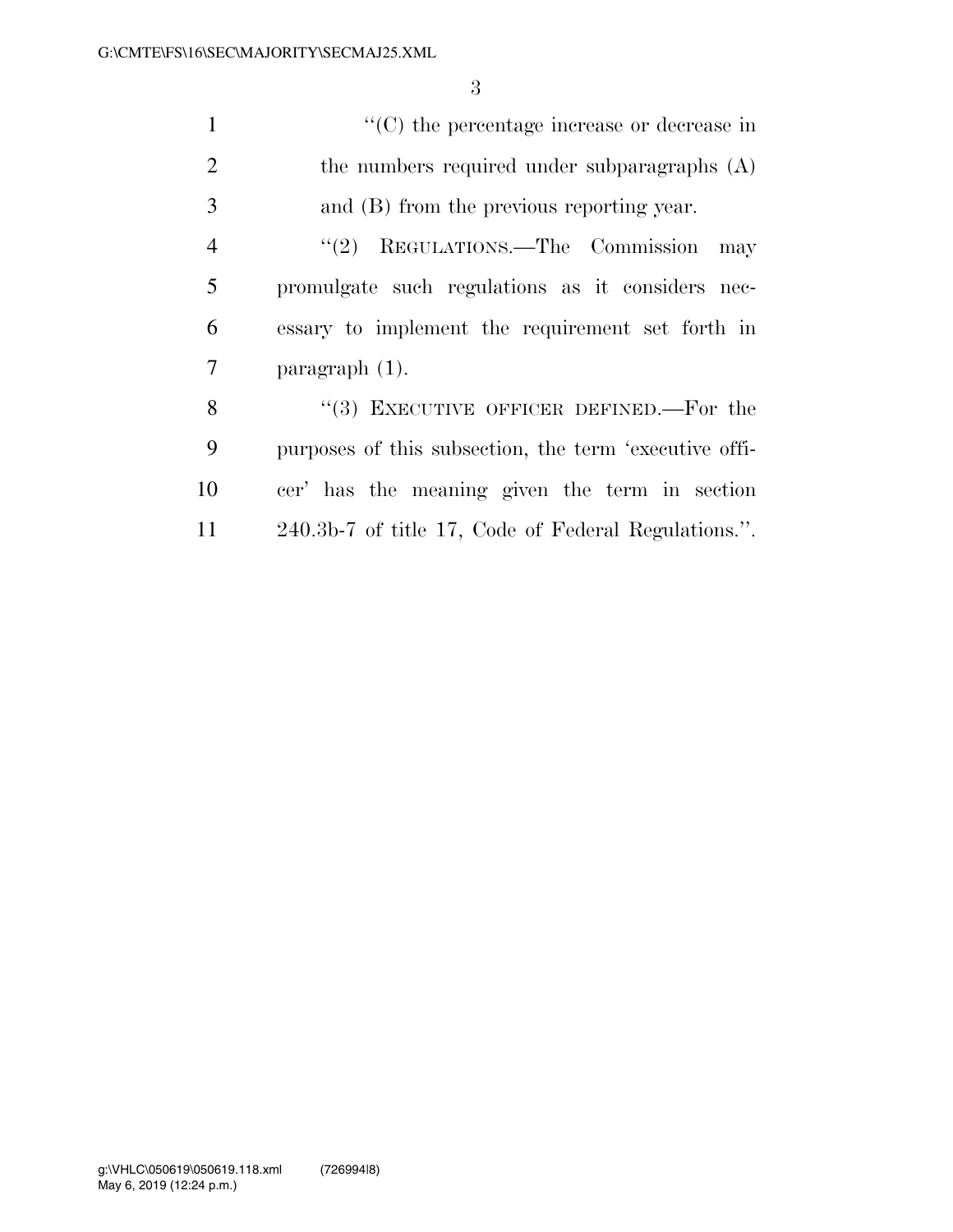''(C) the percentage increase or decrease in the numbers required under subparagraphs (A) and (B) from the previous reporting year.

''(2) REGULATIONS.—The Commission may promulgate such regulations as it considers necessary to implement the requirement set forth in paragraph (1).

''(3) EXECUTIVE OFFICER DEFINED.—For the purposes of this subsection, the term 'executive officer' has the meaning given the term in section 240.3b-7 of title 17, Code of Federal Regulations.''.